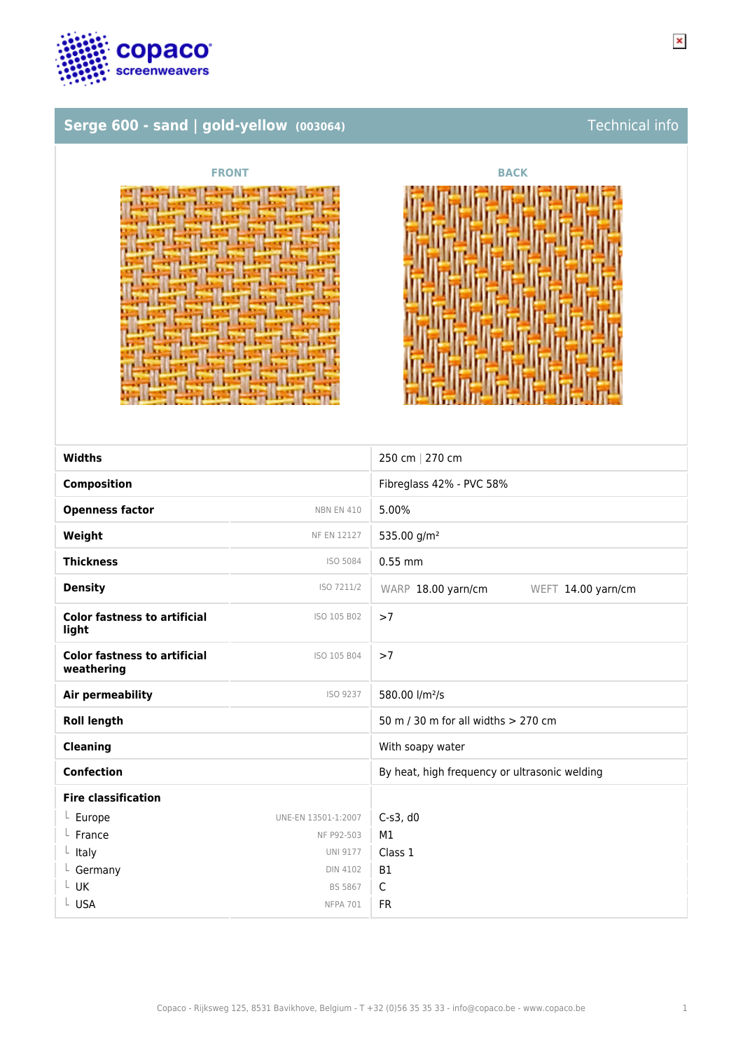# Serge 600 - sand | gold-yellow (003064)

Technical info

FRONT

BACK

| Property | Standard | Value |
|---|---|---|
| **Widths** | | 250 cm \| 270 cm |
| **Composition** | | Fibreglass 42% - PVC 58% |
| **Openness factor** | NBN EN 410 | 5.00% |
| **Weight** | NF EN 12127 | 535.00 g/m² |
| **Thickness** | ISO 5084 | 0.55 mm |
| **Density** | ISO 7211/2 | WARP 18.00 yarn/cm   WEFT 14.00 yarn/cm |
| **Color fastness to artificial light** | ISO 105 B02 | >7 |
| **Color fastness to artificial weathering** | ISO 105 B04 | >7 |
| **Air permeability** | ISO 9237 | 580.00 l/m²/s |
| **Roll length** | | 50 m / 30 m for all widths > 270 cm |
| **Cleaning** | | With soapy water |
| **Confection** | | By heat, high frequency or ultrasonic welding |
| **Fire classification** | | |
| └ Europe | UNE-EN 13501-1:2007 | C-s3, d0 |
| └ France | NF P92-503 | M1 |
| └ Italy | UNI 9177 | Class 1 |
| └ Germany | DIN 4102 | B1 |
| └ UK | BS 5867 | C |
| └ USA | NFPA 701 | FR |

Copaco - Rijksweg 125, 8531 Bavikhove, Belgium - T +32 (0)56 35 35 33 - info@copaco.be - www.copaco.be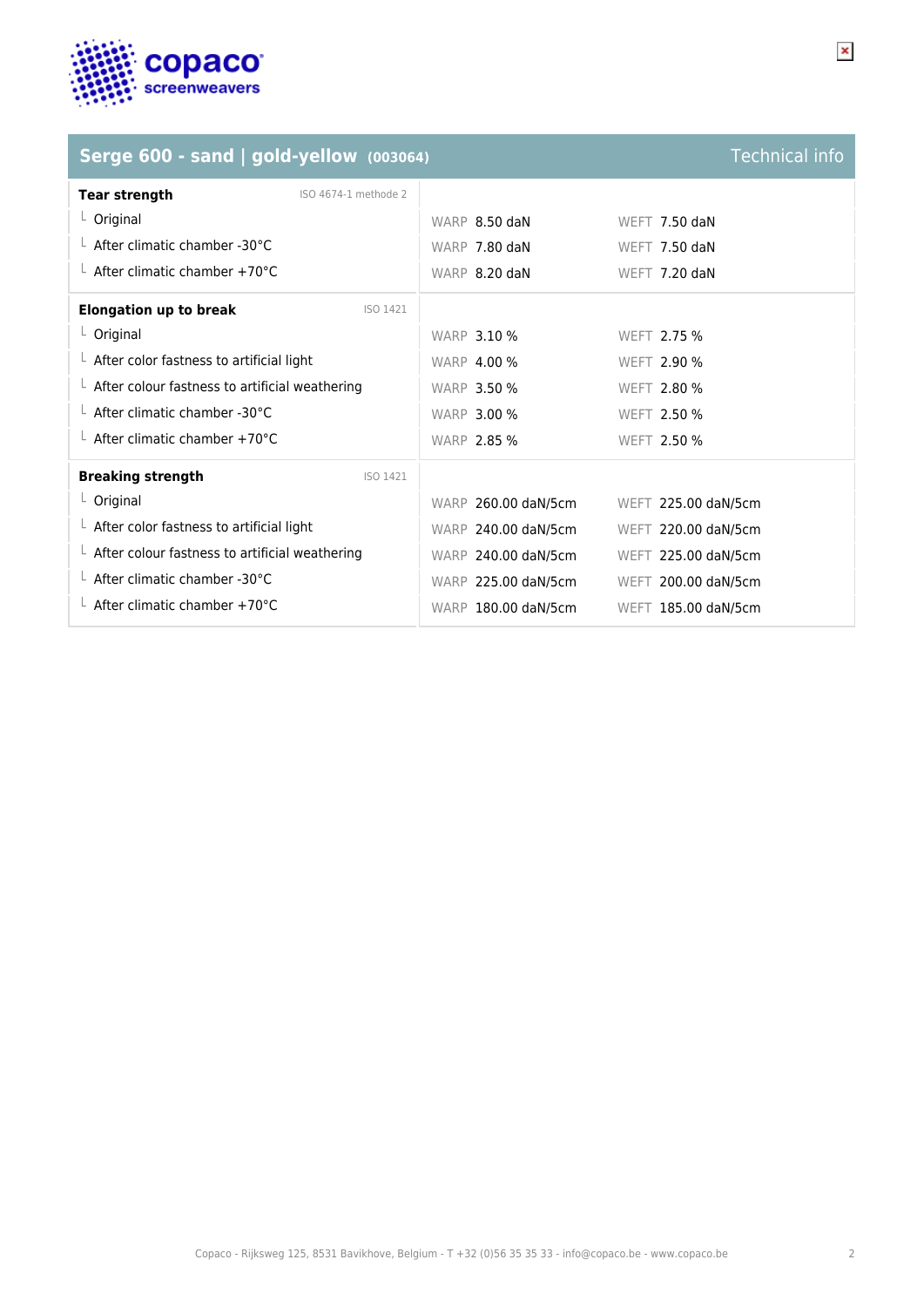## Serge 600 - sand | gold-yellow (003064)

Technical info

| Tear strength (ISO 4674-1 methode 2) | WARP | WEFT |
|---|---|---|
| Original | 8.50 daN | 7.50 daN |
| After climatic chamber -30°C | 7.80 daN | 7.50 daN |
| After climatic chamber +70°C | 8.20 daN | 7.20 daN |

| Elongation up to break (ISO 1421) | WARP | WEFT |
|---|---|---|
| Original | 3.10 % | 2.75 % |
| After color fastness to artificial light | 4.00 % | 2.90 % |
| After colour fastness to artificial weathering | 3.50 % | 2.80 % |
| After climatic chamber -30°C | 3.00 % | 2.50 % |
| After climatic chamber +70°C | 2.85 % | 2.50 % |

| Breaking strength (ISO 1421) | WARP | WEFT |
|---|---|---|
| Original | 260.00 daN/5cm | 225.00 daN/5cm |
| After color fastness to artificial light | 240.00 daN/5cm | 220.00 daN/5cm |
| After colour fastness to artificial weathering | 240.00 daN/5cm | 225.00 daN/5cm |
| After climatic chamber -30°C | 225.00 daN/5cm | 200.00 daN/5cm |
| After climatic chamber +70°C | 180.00 daN/5cm | 185.00 daN/5cm |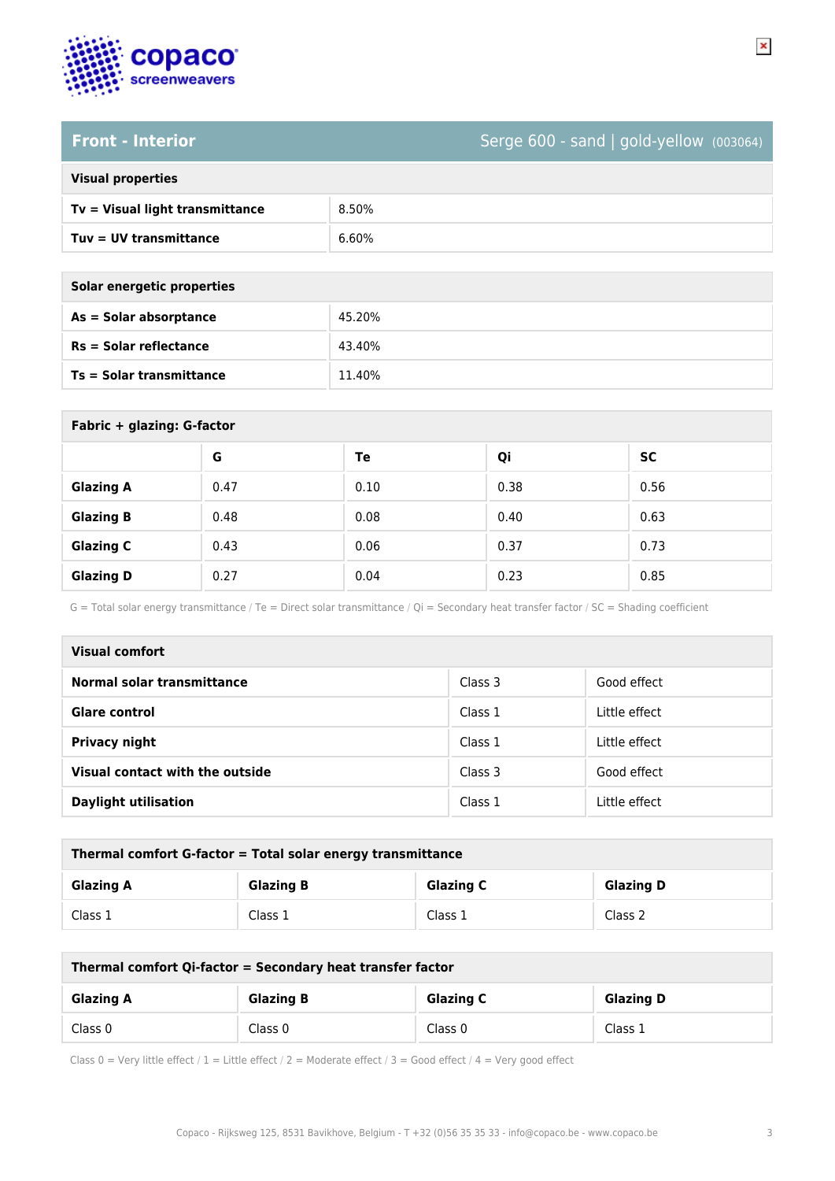## Front - Interior

Serge 600 - sand | gold-yellow (003064)

| Visual properties | |
|---|---|
| **Tv = Visual light transmittance** | 8.50% |
| **Tuv = UV transmittance** | 6.60% |

| Solar energetic properties | |
|---|---|
| **As = Solar absorptance** | 45.20% |
| **Rs = Solar reflectance** | 43.40% |
| **Ts = Solar transmittance** | 11.40% |

**Fabric + glazing: G-factor**

| | G | Te | Qi | SC |
|---|---|---|---|---|
| **Glazing A** | 0.47 | 0.10 | 0.38 | 0.56 |
| **Glazing B** | 0.48 | 0.08 | 0.40 | 0.63 |
| **Glazing C** | 0.43 | 0.06 | 0.37 | 0.73 |
| **Glazing D** | 0.27 | 0.04 | 0.23 | 0.85 |

G = Total solar energy transmittance / Te = Direct solar transmittance / Qi = Secondary heat transfer factor / SC = Shading coefficient

| Visual comfort | | |
|---|---|---|
| **Normal solar transmittance** | Class 3 | Good effect |
| **Glare control** | Class 1 | Little effect |
| **Privacy night** | Class 1 | Little effect |
| **Visual contact with the outside** | Class 3 | Good effect |
| **Daylight utilisation** | Class 1 | Little effect |

**Thermal comfort G-factor = Total solar energy transmittance**

| Glazing A | Glazing B | Glazing C | Glazing D |
|---|---|---|---|
| Class 1 | Class 1 | Class 1 | Class 2 |

**Thermal comfort Qi-factor = Secondary heat transfer factor**

| Glazing A | Glazing B | Glazing C | Glazing D |
|---|---|---|---|
| Class 0 | Class 0 | Class 0 | Class 1 |

Class 0 = Very little effect / 1 = Little effect / 2 = Moderate effect / 3 = Good effect / 4 = Very good effect

Copaco - Rijksweg 125, 8531 Bavikhove, Belgium - T +32 (0)56 35 35 33 - info@copaco.be - www.copaco.be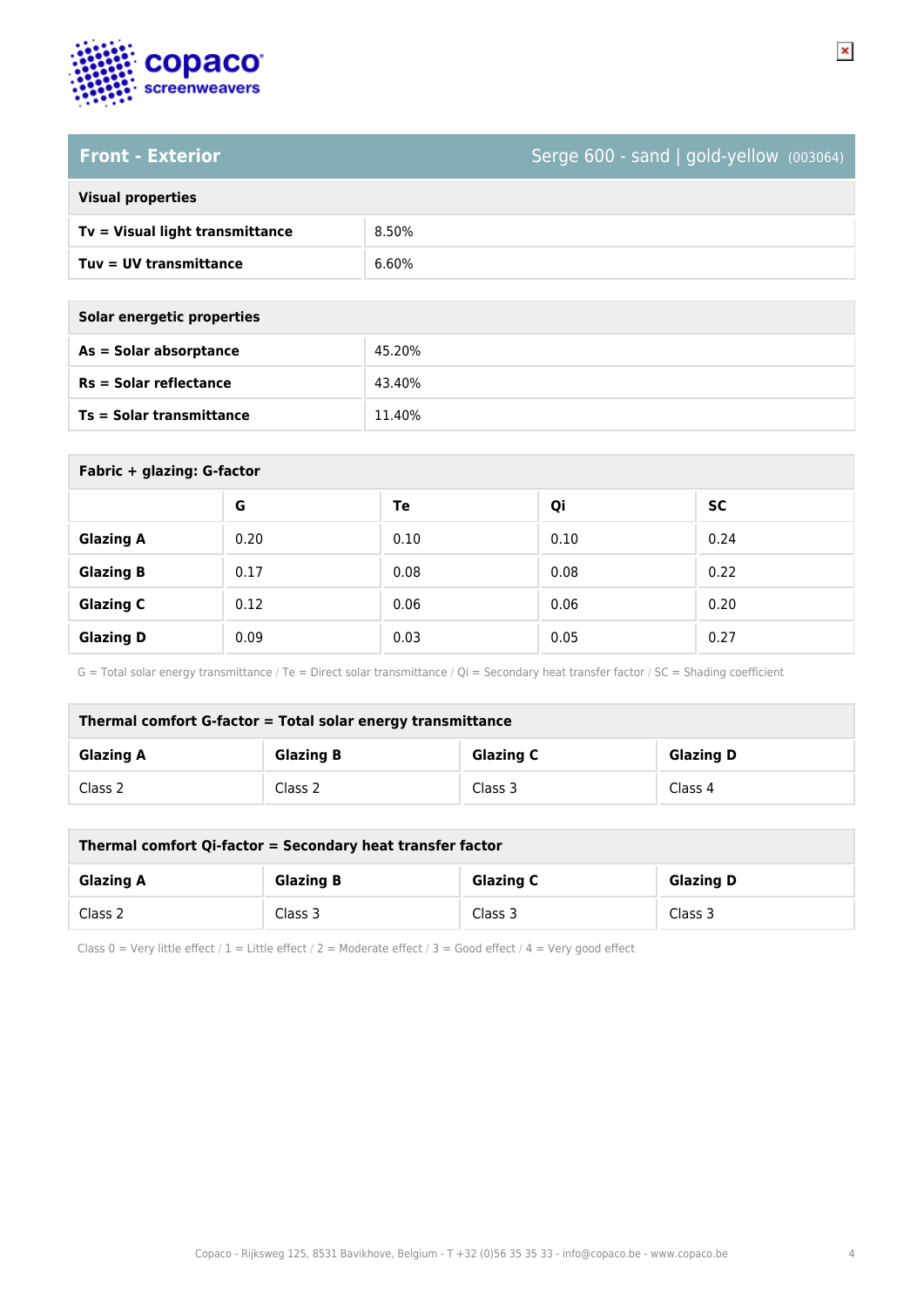## Front - Exterior

Serge 600 - sand | gold-yellow (003064)

| Visual properties | |
|---|---|
| **Tv = Visual light transmittance** | 8.50% |
| **Tuv = UV transmittance** | 6.60% |

| Solar energetic properties | |
|---|---|
| **As = Solar absorptance** | 45.20% |
| **Rs = Solar reflectance** | 43.40% |
| **Ts = Solar transmittance** | 11.40% |

**Fabric + glazing: G-factor**

| | G | Te | Qi | SC |
|---|---|---|---|---|
| **Glazing A** | 0.20 | 0.10 | 0.10 | 0.24 |
| **Glazing B** | 0.17 | 0.08 | 0.08 | 0.22 |
| **Glazing C** | 0.12 | 0.06 | 0.06 | 0.20 |
| **Glazing D** | 0.09 | 0.03 | 0.05 | 0.27 |

G = Total solar energy transmittance / Te = Direct solar transmittance / Qi = Secondary heat transfer factor / SC = Shading coefficient

**Thermal comfort G-factor = Total solar energy transmittance**

| Glazing A | Glazing B | Glazing C | Glazing D |
|---|---|---|---|
| Class 2 | Class 2 | Class 3 | Class 4 |

**Thermal comfort Qi-factor = Secondary heat transfer factor**

| Glazing A | Glazing B | Glazing C | Glazing D |
|---|---|---|---|
| Class 2 | Class 3 | Class 3 | Class 3 |

Class 0 = Very little effect / 1 = Little effect / 2 = Moderate effect / 3 = Good effect / 4 = Very good effect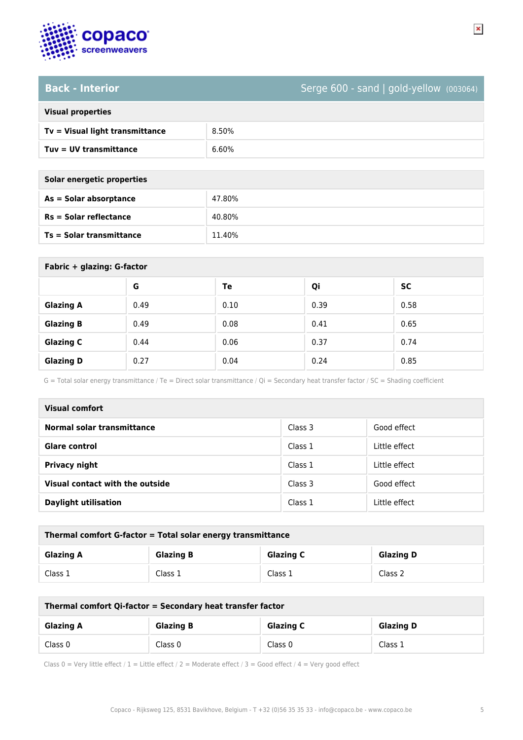## Back - Interior

Serge 600 - sand | gold-yellow (003064)

| Visual properties | |
|---|---|
| **Tv = Visual light transmittance** | 8.50% |
| **Tuv = UV transmittance** | 6.60% |

| Solar energetic properties | |
|---|---|
| **As = Solar absorptance** | 47.80% |
| **Rs = Solar reflectance** | 40.80% |
| **Ts = Solar transmittance** | 11.40% |

**Fabric + glazing: G-factor**

| | G | Te | Qi | SC |
|---|---|---|---|---|
| **Glazing A** | 0.49 | 0.10 | 0.39 | 0.58 |
| **Glazing B** | 0.49 | 0.08 | 0.41 | 0.65 |
| **Glazing C** | 0.44 | 0.06 | 0.37 | 0.74 |
| **Glazing D** | 0.27 | 0.04 | 0.24 | 0.85 |

G = Total solar energy transmittance / Te = Direct solar transmittance / Qi = Secondary heat transfer factor / SC = Shading coefficient

| Visual comfort | | |
|---|---|---|
| **Normal solar transmittance** | Class 3 | Good effect |
| **Glare control** | Class 1 | Little effect |
| **Privacy night** | Class 1 | Little effect |
| **Visual contact with the outside** | Class 3 | Good effect |
| **Daylight utilisation** | Class 1 | Little effect |

**Thermal comfort G-factor = Total solar energy transmittance**

| Glazing A | Glazing B | Glazing C | Glazing D |
|---|---|---|---|
| Class 1 | Class 1 | Class 1 | Class 2 |

**Thermal comfort Qi-factor = Secondary heat transfer factor**

| Glazing A | Glazing B | Glazing C | Glazing D |
|---|---|---|---|
| Class 0 | Class 0 | Class 0 | Class 1 |

Class 0 = Very little effect / 1 = Little effect / 2 = Moderate effect / 3 = Good effect / 4 = Very good effect

Copaco - Rijksweg 125, 8531 Bavikhove, Belgium - T +32 (0)56 35 35 33 - info@copaco.be - www.copaco.be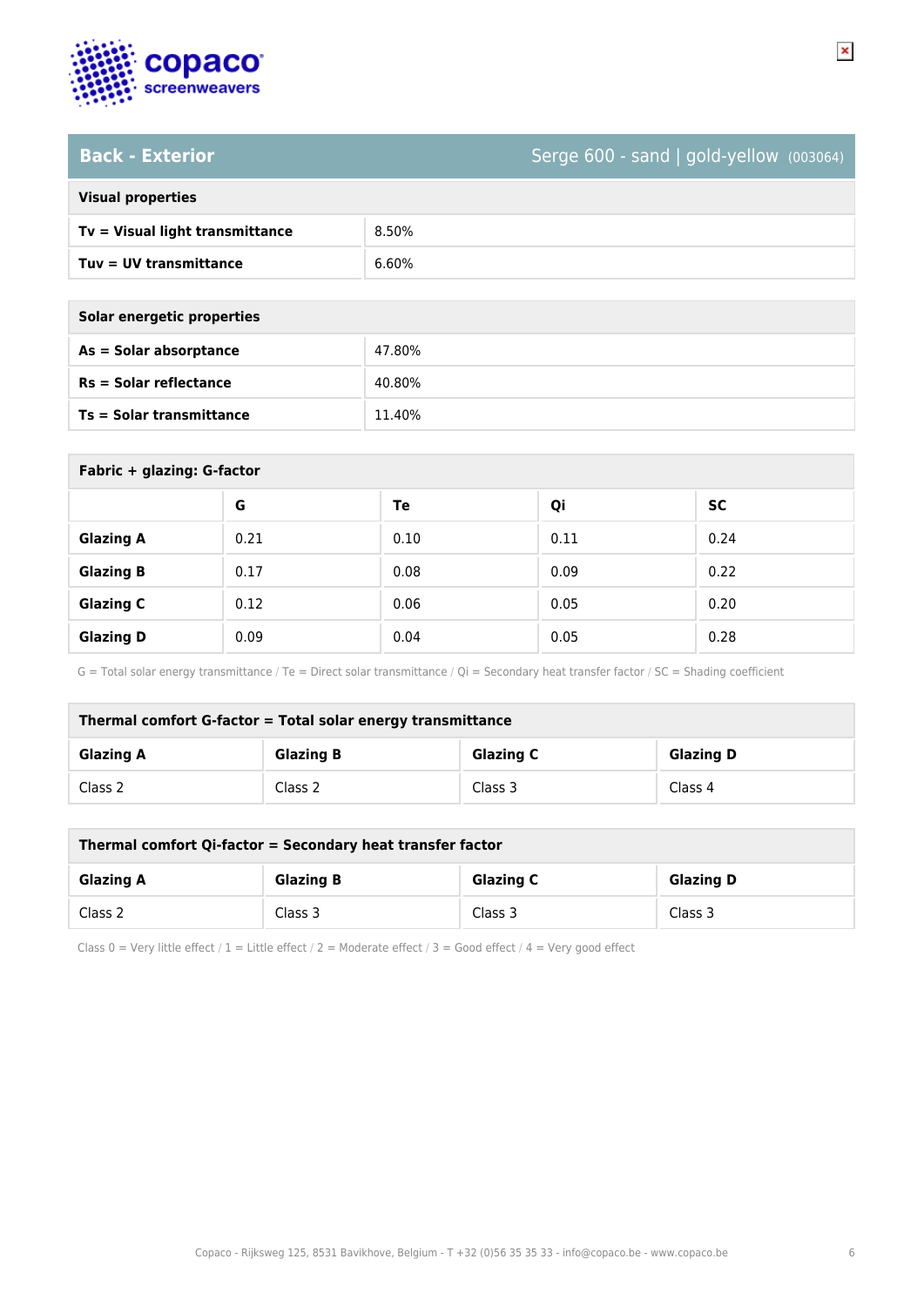## Back - Exterior

Serge 600 - sand | gold-yellow (003064)

| Visual properties | |
|---|---|
| **Tv = Visual light transmittance** | 8.50% |
| **Tuv = UV transmittance** | 6.60% |

| Solar energetic properties | |
|---|---|
| **As = Solar absorptance** | 47.80% |
| **Rs = Solar reflectance** | 40.80% |
| **Ts = Solar transmittance** | 11.40% |

**Fabric + glazing: G-factor**

| | G | Te | Qi | SC |
|---|---|---|---|---|
| **Glazing A** | 0.21 | 0.10 | 0.11 | 0.24 |
| **Glazing B** | 0.17 | 0.08 | 0.09 | 0.22 |
| **Glazing C** | 0.12 | 0.06 | 0.05 | 0.20 |
| **Glazing D** | 0.09 | 0.04 | 0.05 | 0.28 |

G = Total solar energy transmittance / Te = Direct solar transmittance / Qi = Secondary heat transfer factor / SC = Shading coefficient

**Thermal comfort G-factor = Total solar energy transmittance**

| Glazing A | Glazing B | Glazing C | Glazing D |
|---|---|---|---|
| Class 2 | Class 2 | Class 3 | Class 4 |

**Thermal comfort Qi-factor = Secondary heat transfer factor**

| Glazing A | Glazing B | Glazing C | Glazing D |
|---|---|---|---|
| Class 2 | Class 3 | Class 3 | Class 3 |

Class 0 = Very little effect / 1 = Little effect / 2 = Moderate effect / 3 = Good effect / 4 = Very good effect

Copaco - Rijksweg 125, 8531 Bavikhove, Belgium - T +32 (0)56 35 35 33 - info@copaco.be - www.copaco.be